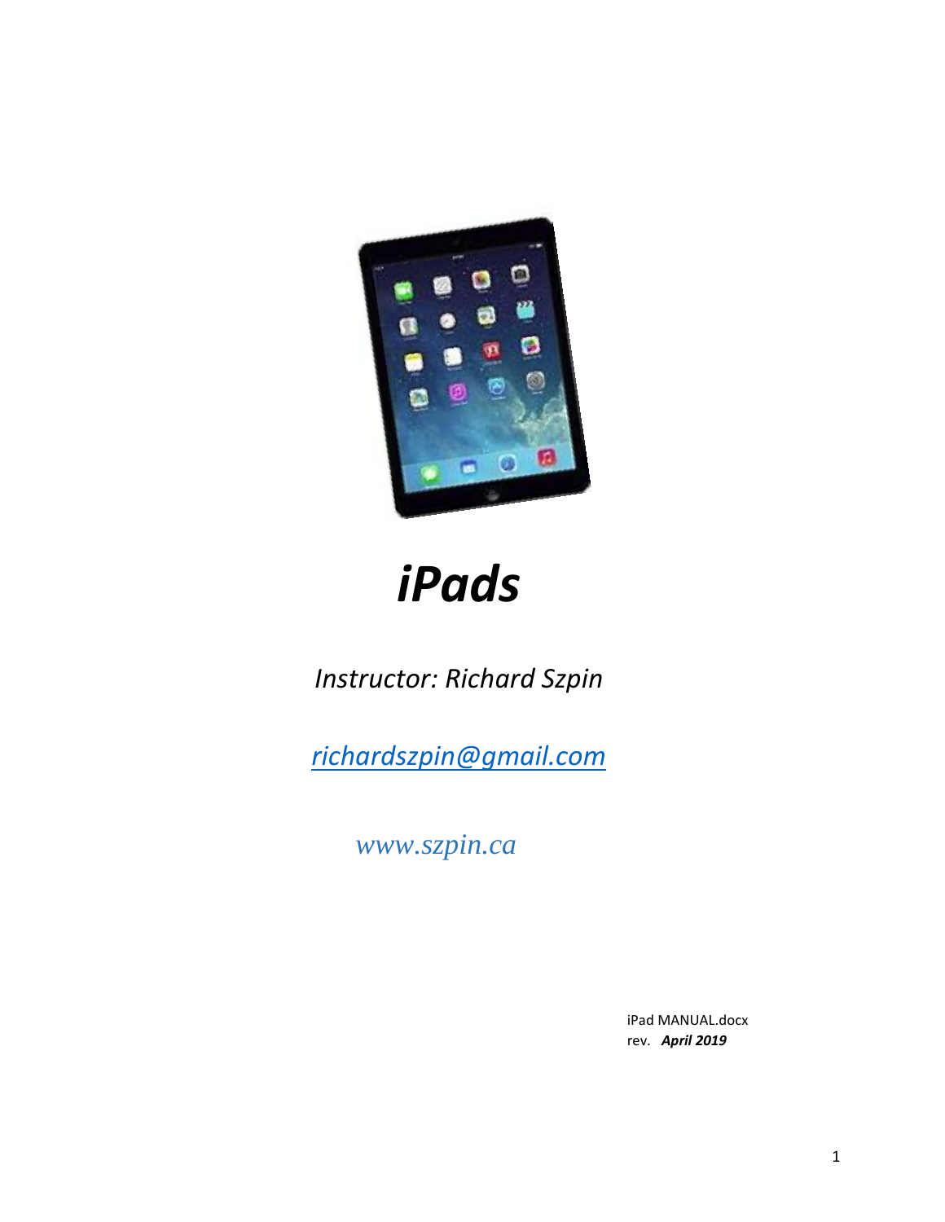# *iPads*

*Instructor: Richard Szpin*

*[richardszpin@gmail.com](mailto:richardszpin@gmail.com)*

*www.szpin.ca*

iPad MANUAL.docx
rev. ***April 2019***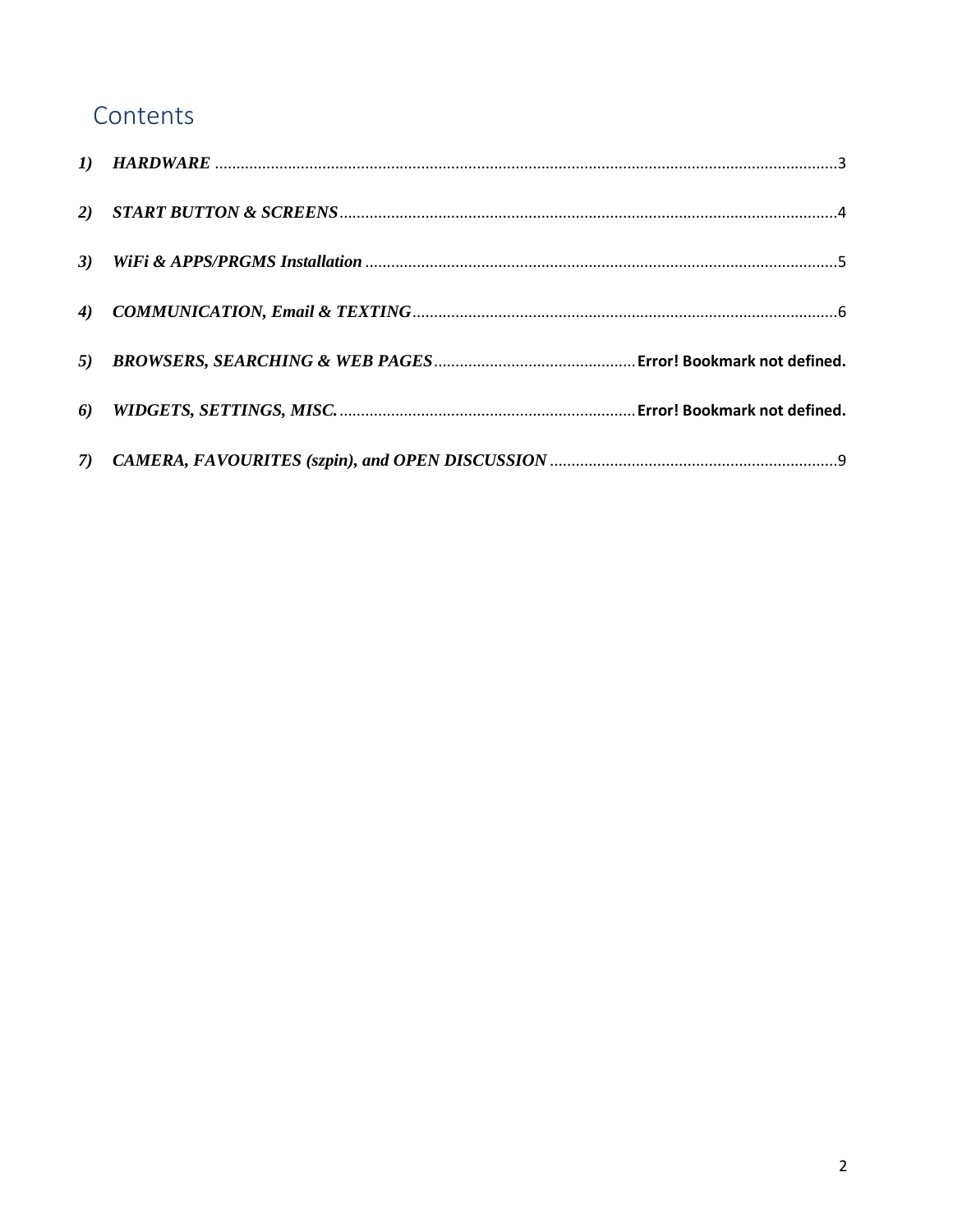# Contents

1) ***HARDWARE*** ........................................................................................................................................3

2) ***START BUTTON & SCREENS***...................................................................................................................4

3) ***WiFi & APPS/PRGMS Installation*** .............................................................................................................5

4) ***COMMUNICATION, Email & TEXTING***..................................................................................................6

5) ***BROWSERS, SEARCHING & WEB PAGES***............................................... **Error! Bookmark not defined.**

6) ***WIDGETS, SETTINGS, MISC.***...................................................................... **Error! Bookmark not defined.**

7) ***CAMERA, FAVOURITES (szpin), and OPEN DISCUSSION*** ..................................................................9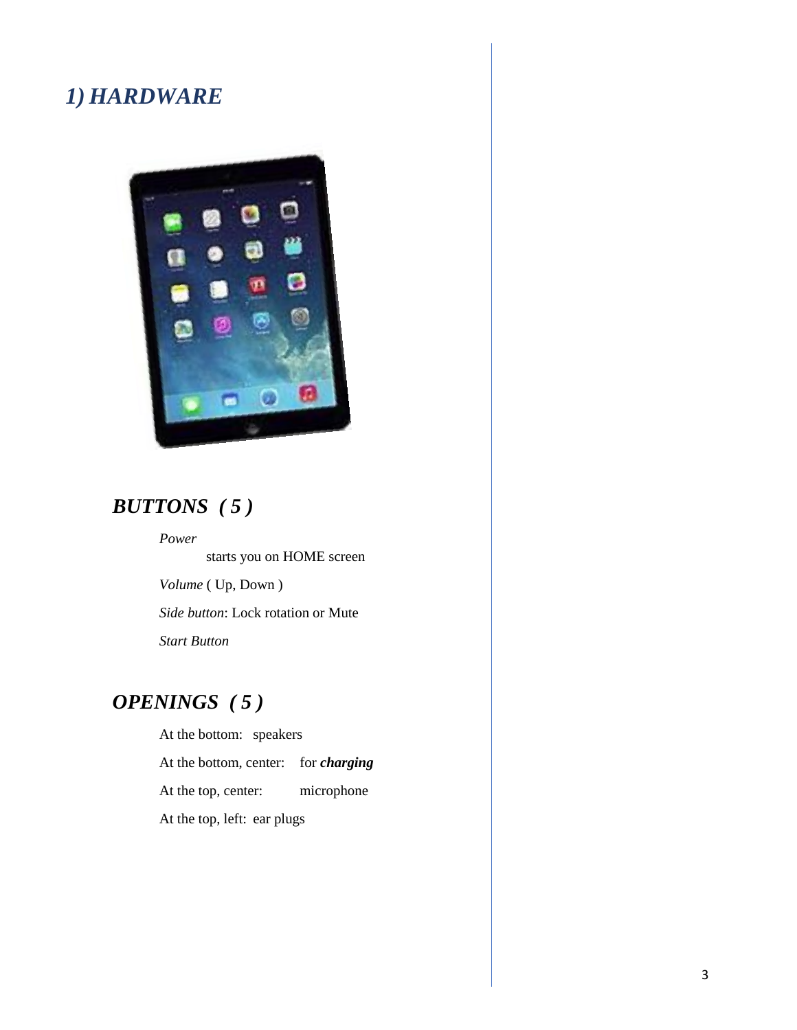# *1) HARDWARE*

## *BUTTONS ( 5 )*

*Power*

starts you on HOME screen

*Volume* ( Up, Down )

*Side button*: Lock rotation or Mute

*Start Button*

## *OPENINGS ( 5 )*

At the bottom: speakers

At the bottom, center: for ***charging***

At the top, center: microphone

At the top, left: ear plugs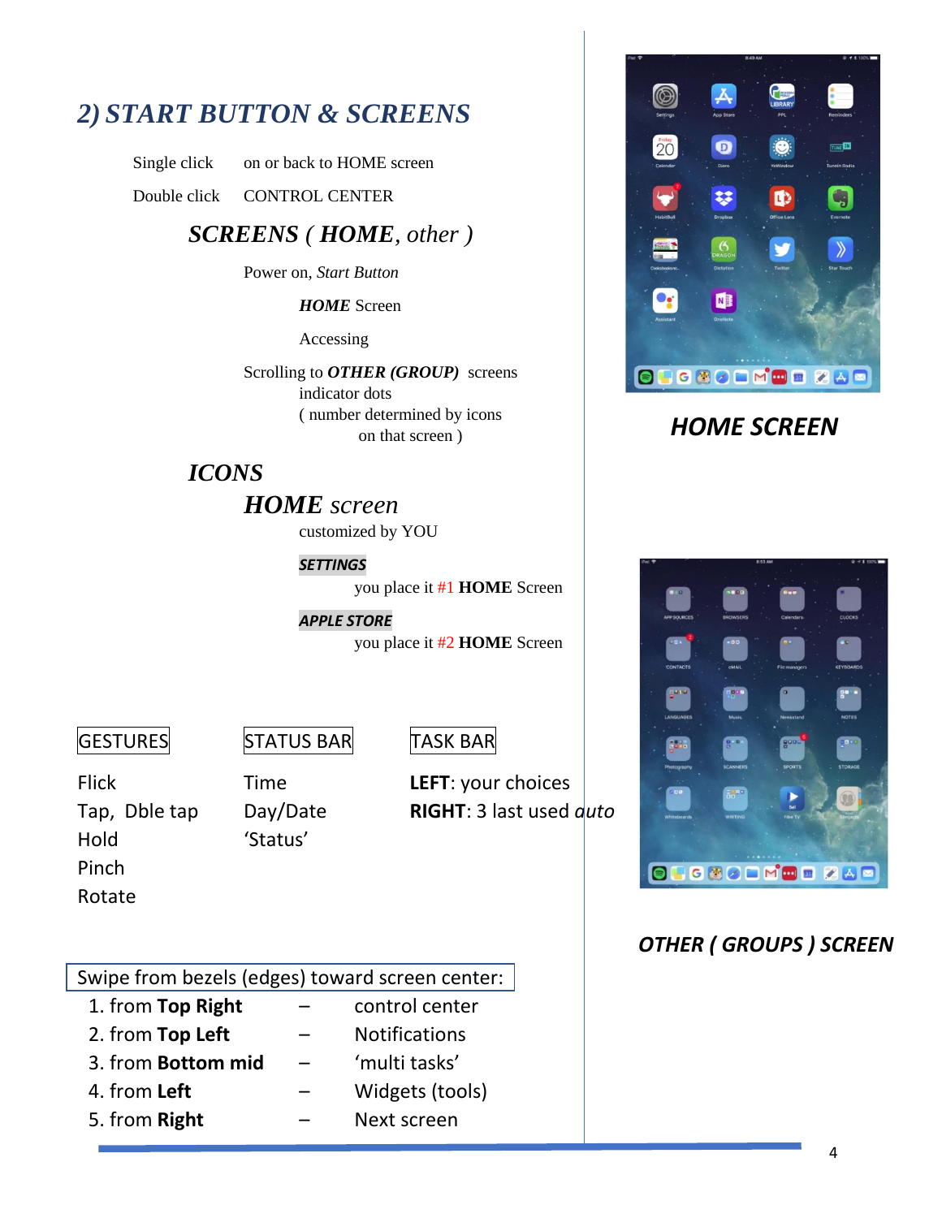## 2) START BUTTON & SCREENS

Single click — on or back to HOME screen

Double click — CONTROL CENTER

### SCREENS ( HOME, *other* )

Power on, *Start Button*

***HOME*** Screen

Accessing

Scrolling to ***OTHER (GROUP)*** screens
indicator dots
( number determined by icons
on that screen )

### ICONS

#### HOME screen

customized by YOU

***SETTINGS***

you place it #1 **HOME** Screen

***APPLE STORE***

you place it #2 **HOME** Screen

***HOME SCREEN***

***OTHER ( GROUPS ) SCREEN***

| GESTURES | STATUS BAR | TASK BAR |
| --- | --- | --- |
| Flick | Time | **LEFT**: your choices |
| Tap, Dble tap | Day/Date | **RIGHT**: 3 last used *auto* |
| Hold | 'Status' | |
| Pinch | | |
| Rotate | | |

Swipe from bezels (edges) toward screen center:

1. from **Top Right** – control center
2. from **Top Left** – Notifications
3. from **Bottom mid** – 'multi tasks'
4. from **Left** – Widgets (tools)
5. from **Right** – Next screen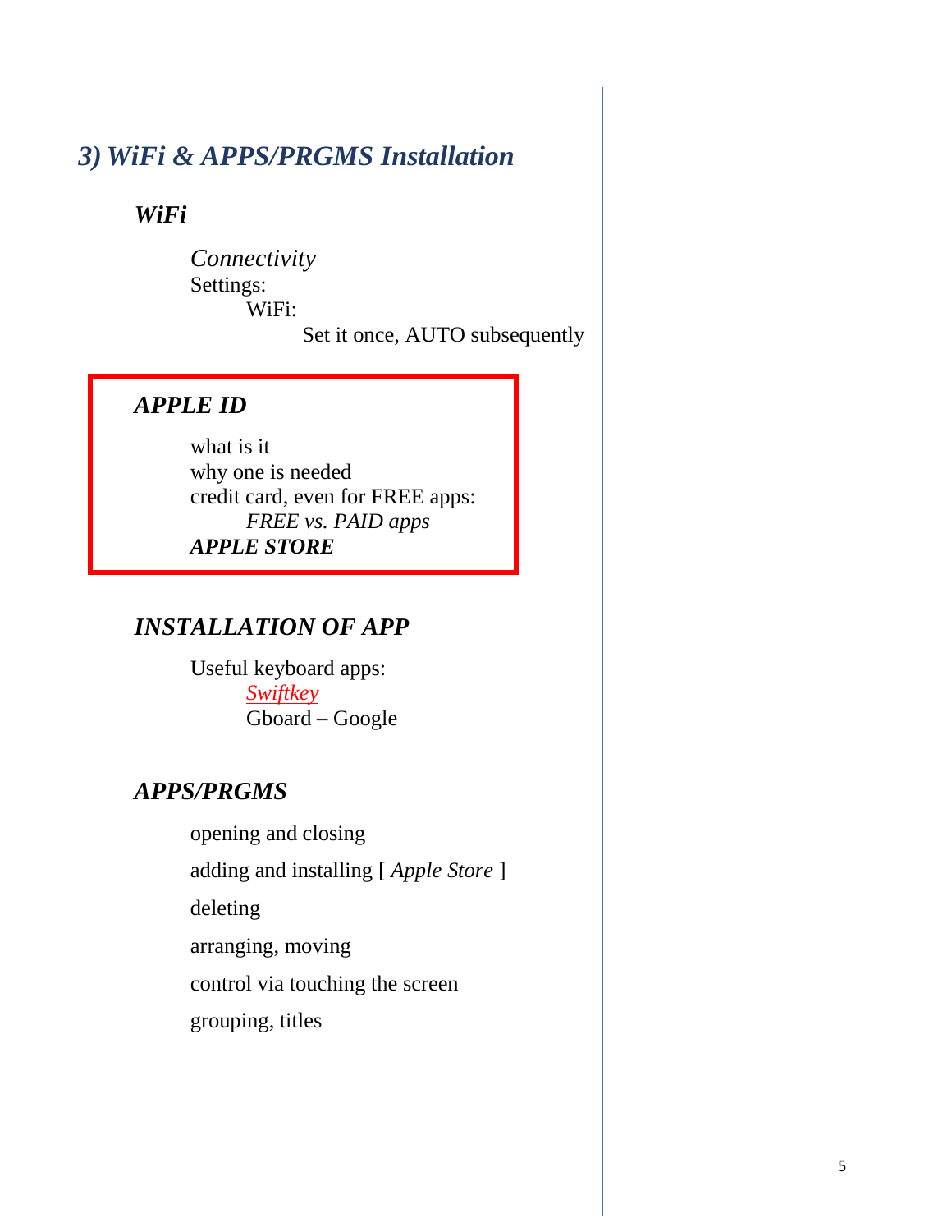## *3) WiFi & APPS/PRGMS Installation*

### ***WiFi***

*Connectivity*
Settings:
  WiFi:
    Set it once, AUTO subsequently

### ***APPLE ID***

what is it
why one is needed
credit card, even for FREE apps:
  *FREE vs. PAID apps*
***APPLE STORE***

### ***INSTALLATION OF APP***

Useful keyboard apps:
  *Swiftkey*
  Gboard – Google

### ***APPS/PRGMS***

opening and closing

adding and installing [ *Apple Store* ]

deleting

arranging, moving

control via touching the screen

grouping, titles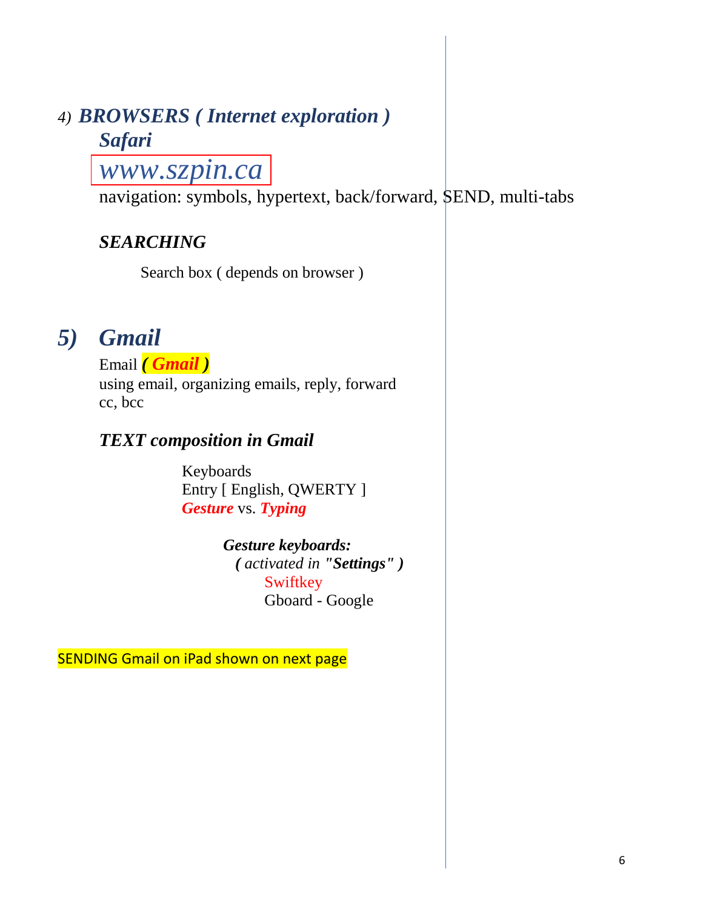## *4) BROWSERS ( Internet exploration )*

### *Safari*

*www.szpin.ca*

navigation: symbols, hypertext, back/forward, SEND, multi-tabs

### *SEARCHING*

Search box ( depends on browser )

## *5) Gmail*

Email ***( Gmail )***

using email, organizing emails, reply, forward
cc, bcc

### *TEXT composition in Gmail*

Keyboards
Entry [ English, QWERTY ]
***Gesture*** vs. ***Typing***

***Gesture keyboards:***
*( activated in "**Settings**" )*
Swiftkey
Gboard - Google

SENDING Gmail on iPad shown on next page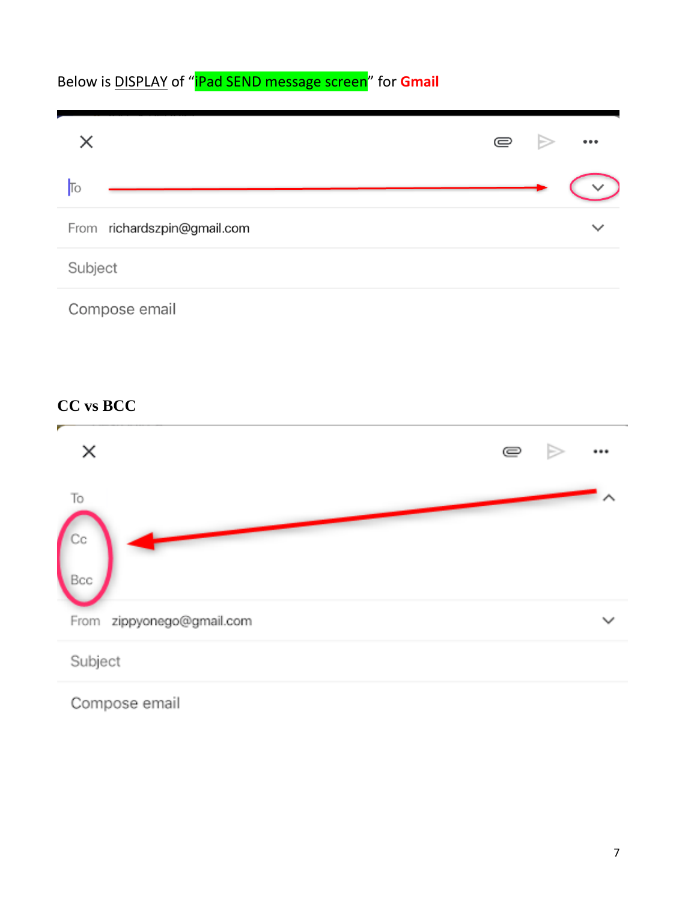Below is DISPLAY of "iPad SEND message screen" for **Gmail**

To

From richardszpin@gmail.com

Subject

Compose email

**CC vs BCC**

To

Cc

Bcc

From zippyonego@gmail.com

Subject

Compose email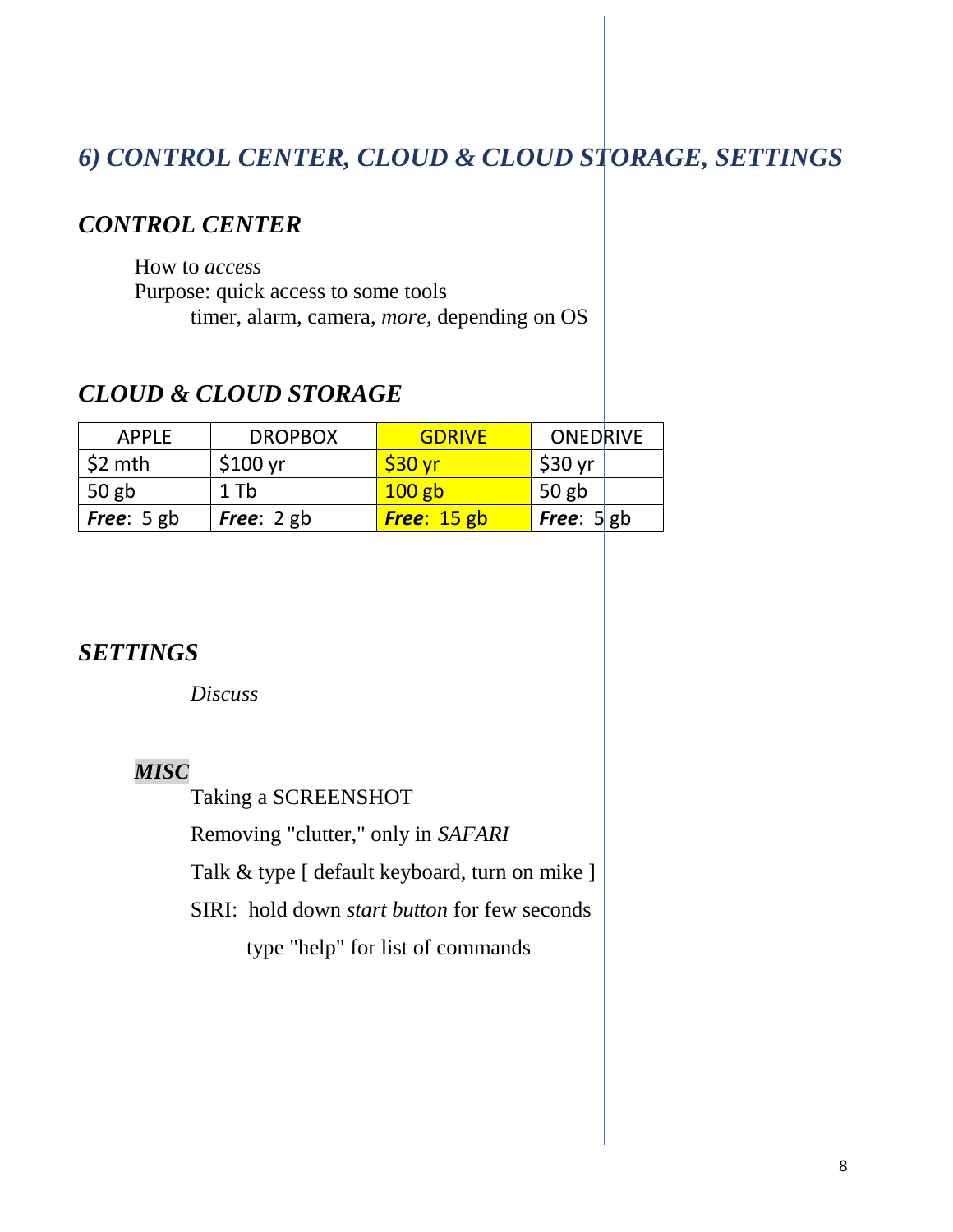# *6) CONTROL CENTER, CLOUD & CLOUD STORAGE, SETTINGS*

## *CONTROL CENTER*

How to *access*
Purpose: quick access to some tools
timer, alarm, camera, *more*, depending on OS

## *CLOUD & CLOUD STORAGE*

| APPLE | DROPBOX | GDRIVE | ONEDRIVE |
|---|---|---|---|
| $2 mth | $100 yr | $30 yr | $30 yr |
| 50 gb | 1 Tb | 100 gb | 50 gb |
| ***Free***: 5 gb | ***Free***: 2 gb | ***Free***: 15 gb | ***Free***: 5 gb |

## *SETTINGS*

*Discuss*

### *MISC*

Taking a SCREENSHOT

Removing "clutter," only in *SAFARI*

Talk & type [ default keyboard, turn on mike ]

SIRI: hold down *start button* for few seconds

type "help" for list of commands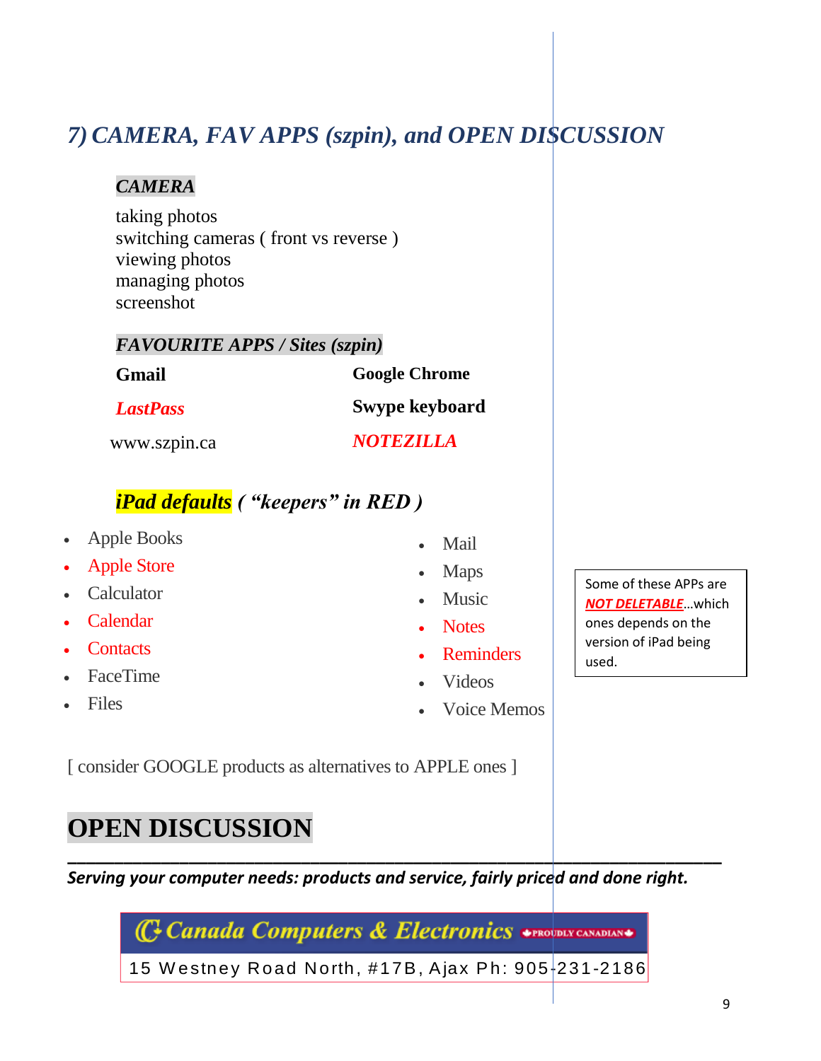## *7) CAMERA, FAV APPS (szpin), and OPEN DISCUSSION*

### *CAMERA*

taking photos
switching cameras ( front vs reverse )
viewing photos
managing photos
screenshot

### *FAVOURITE APPS / Sites (szpin)*

| | |
|---|---|
| **Gmail** | **Google Chrome** |
| ***LastPass*** | **Swype keyboard** |
| www.szpin.ca | ***NOTEZILLA*** |

### ***iPad defaults*** *( "keepers" in RED )*

- Apple Books
- Apple Store
- Calculator
- Calendar
- Contacts
- FaceTime
- Files
- Mail
- Maps
- Music
- Notes
- Reminders
- Videos
- Voice Memos

Some of these APPs are ***NOT DELETABLE***…which ones depends on the version of iPad being used.

[ consider GOOGLE products as alternatives to APPLE ones ]

# OPEN DISCUSSION

---

***Serving your computer needs: products and service, fairly priced and done right.***

***Canada Computers & Electronics*** PROUDLY CANADIAN

15 Westney Road North, #17B, Ajax Ph: 905-231-2186